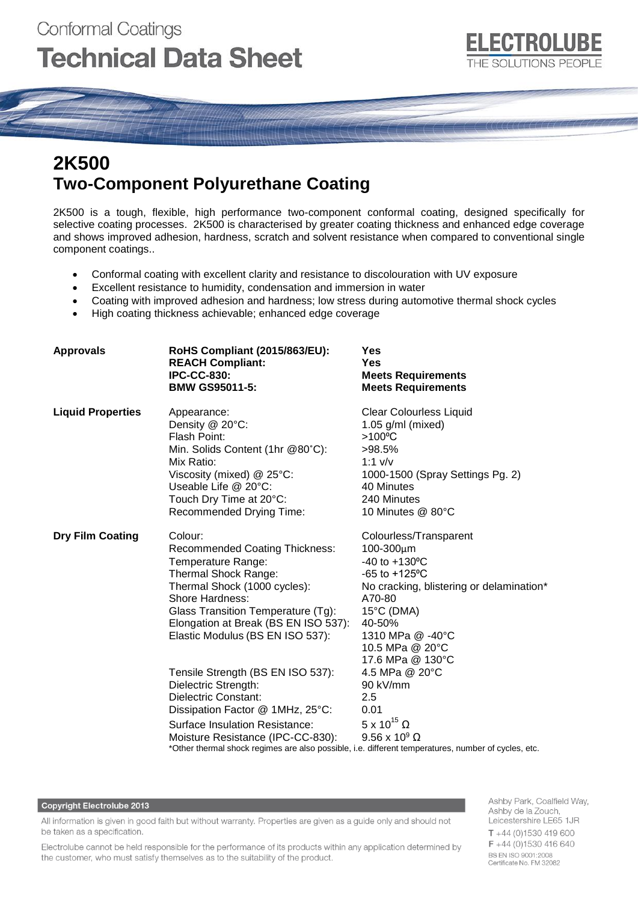Conformal Coatings

# Technical Data Sheet

ELECTROLUBE
THE SOLUTIONS PEOPLE

## 2K500
## Two-Component Polyurethane Coating

2K500 is a tough, flexible, high performance two-component conformal coating, designed specifically for selective coating processes. 2K500 is characterised by greater coating thickness and enhanced edge coverage and shows improved adhesion, hardness, scratch and solvent resistance when compared to conventional single component coatings..

- Conformal coating with excellent clarity and resistance to discolouration with UV exposure
- Excellent resistance to humidity, condensation and immersion in water
- Coating with improved adhesion and hardness; low stress during automotive thermal shock cycles
- High coating thickness achievable; enhanced edge coverage

| | | |
|---|---|---|
| **Approvals** | **RoHS Compliant (2015/863/EU):** | **Yes** |
| | **REACH Compliant:** | **Yes** |
| | **IPC-CC-830:** | **Meets Requirements** |
| | **BMW GS95011-5:** | **Meets Requirements** |
| **Liquid Properties** | Appearance: | Clear Colourless Liquid |
| | Density @ 20°C: | 1.05 g/ml (mixed) |
| | Flash Point: | >100ºC |
| | Min. Solids Content (1hr @80˚C): | >98.5% |
| | Mix Ratio: | 1:1 v/v |
| | Viscosity (mixed) @ 25°C: | 1000-1500 (Spray Settings Pg. 2) |
| | Useable Life @ 20°C: | 40 Minutes |
| | Touch Dry Time at 20°C: | 240 Minutes |
| | Recommended Drying Time: | 10 Minutes @ 80°C |
| **Dry Film Coating** | Colour: | Colourless/Transparent |
| | Recommended Coating Thickness: | 100-300µm |
| | Temperature Range: | -40 to +130ºC |
| | Thermal Shock Range: | -65 to +125ºC |
| | Thermal Shock (1000 cycles): | No cracking, blistering or delamination* |
| | Shore Hardness: | A70-80 |
| | Glass Transition Temperature (Tg): | 15°C (DMA) |
| | Elongation at Break (BS EN ISO 537): | 40-50% |
| | Elastic Modulus (BS EN ISO 537): | 1310 MPa @ -40°C<br>10.5 MPa @ 20°C<br>17.6 MPa @ 130°C |
| | Tensile Strength (BS EN ISO 537): | 4.5 MPa @ 20°C |
| | Dielectric Strength: | 90 kV/mm |
| | Dielectric Constant: | 2.5 |
| | Dissipation Factor @ 1MHz, 25°C: | 0.01 |
| | Surface Insulation Resistance: | $5 \times 10^{15}$ Ω |
| | Moisture Resistance (IPC-CC-830): | $9.56 \times 10^{9}$ Ω |

*Other thermal shock regimes are also possible, i.e. different temperatures, number of cycles, etc.

**Copyright Electrolube 2013**

All information is given in good faith but without warranty. Properties are given as a guide only and should not be taken as a specification.

Electrolube cannot be held responsible for the performance of its products within any application determined by the customer, who must satisfy themselves as to the suitability of the product.

Ashby Park, Coalfield Way,
Ashby de la Zouch,
Leicestershire LE65 1JR
T +44 (0)1530 419 600
F +44 (0)1530 416 640
BS EN ISO 9001:2008
Certificate No. FM 32082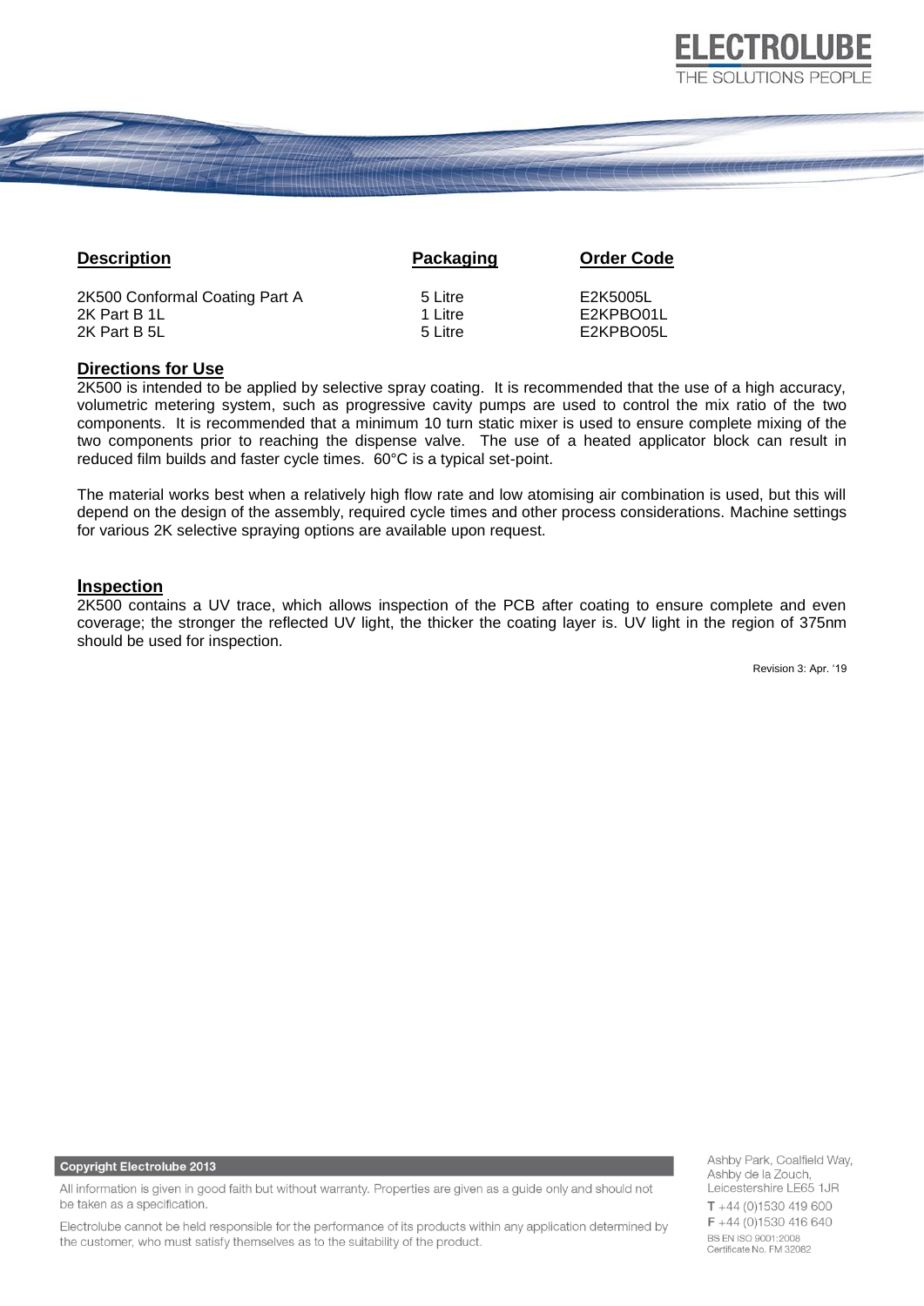| Description | Packaging | Order Code |
| --- | --- | --- |
| 2K500 Conformal Coating Part A | 5 Litre | E2K5005L |
| 2K Part B 1L | 1 Litre | E2KPBO01L |
| 2K Part B 5L | 5 Litre | E2KPBO05L |

## Directions for Use

2K500 is intended to be applied by selective spray coating. It is recommended that the use of a high accuracy, volumetric metering system, such as progressive cavity pumps are used to control the mix ratio of the two components. It is recommended that a minimum 10 turn static mixer is used to ensure complete mixing of the two components prior to reaching the dispense valve. The use of a heated applicator block can result in reduced film builds and faster cycle times. 60°C is a typical set-point.

The material works best when a relatively high flow rate and low atomising air combination is used, but this will depend on the design of the assembly, required cycle times and other process considerations. Machine settings for various 2K selective spraying options are available upon request.

## Inspection

2K500 contains a UV trace, which allows inspection of the PCB after coating to ensure complete and even coverage; the stronger the reflected UV light, the thicker the coating layer is. UV light in the region of 375nm should be used for inspection.

Revision 3: Apr. '19

**Copyright Electrolube 2013**

All information is given in good faith but without warranty. Properties are given as a guide only and should not be taken as a specification.

Electrolube cannot be held responsible for the performance of its products within any application determined by the customer, who must satisfy themselves as to the suitability of the product.

Ashby Park, Coalfield Way,
Ashby de la Zouch,
Leicestershire LE65 1JR
T +44 (0)1530 419 600
F +44 (0)1530 416 640
BS EN ISO 9001:2008
Certificate No. FM 32082